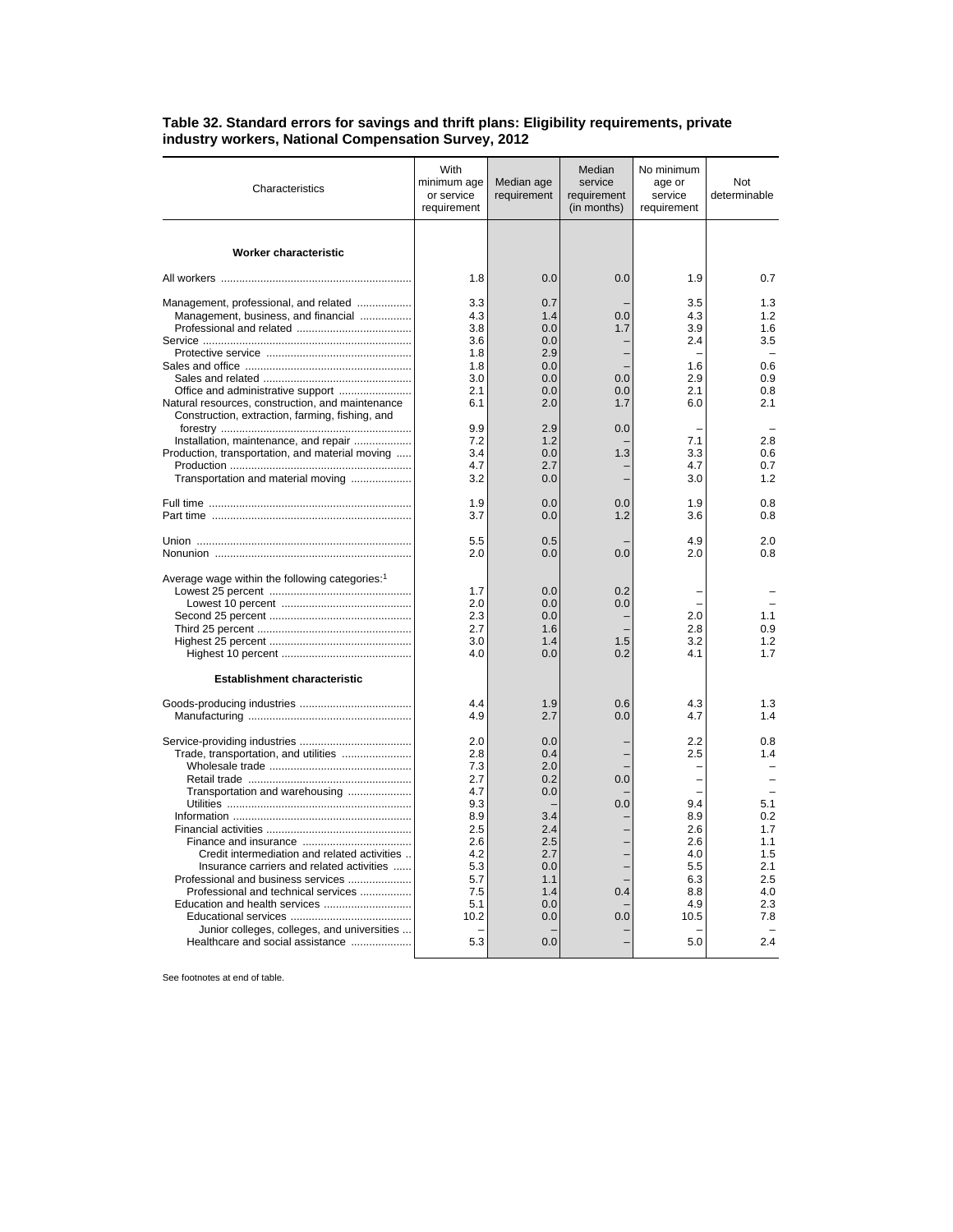**Table 32. Standard errors for savings and thrift plans: Eligibility requirements, private industry workers, National Compensation Survey, 2012**

| Characteristics | With minimum age or service requirement | Median age requirement | Median service requirement (in months) | No minimum age or service requirement | Not determinable |
|---|---|---|---|---|---|
| **Worker characteristic** | | | | | |
| All workers | 1.8 | 0.0 | 0.0 | 1.9 | 0.7 |
| Management, professional, and related | 3.3 | 0.7 | – | 3.5 | 1.3 |
| Management, business, and financial | 4.3 | 1.4 | 0.0 | 4.3 | 1.2 |
| Professional and related | 3.8 | 0.0 | 1.7 | 3.9 | 1.6 |
| Service | 3.6 | 0.0 | – | 2.4 | 3.5 |
| Protective service | 1.8 | 2.9 | – | – | – |
| Sales and office | 1.8 | 0.0 | – | 1.6 | 0.6 |
| Sales and related | 3.0 | 0.0 | 0.0 | 2.9 | 0.9 |
| Office and administrative support | 2.1 | 0.0 | 0.0 | 2.1 | 0.8 |
| Natural resources, construction, and maintenance | 6.1 | 2.0 | 1.7 | 6.0 | 2.1 |
| Construction, extraction, farming, fishing, and forestry | 9.9 | 2.9 | 0.0 | – | – |
| Installation, maintenance, and repair | 7.2 | 1.2 | – | 7.1 | 2.8 |
| Production, transportation, and material moving | 3.4 | 0.0 | 1.3 | 3.3 | 0.6 |
| Production | 4.7 | 2.7 | – | 4.7 | 0.7 |
| Transportation and material moving | 3.2 | 0.0 | – | 3.0 | 1.2 |
| Full time | 1.9 | 0.0 | 0.0 | 1.9 | 0.8 |
| Part time | 3.7 | 0.0 | 1.2 | 3.6 | 0.8 |
| Union | 5.5 | 0.5 | – | 4.9 | 2.0 |
| Nonunion | 2.0 | 0.0 | 0.0 | 2.0 | 0.8 |
| Average wage within the following categories:[1] | | | | | |
| Lowest 25 percent | 1.7 | 0.0 | 0.2 | – | – |
| Lowest 10 percent | 2.0 | 0.0 | 0.0 | – | – |
| Second 25 percent | 2.3 | 0.0 | – | 2.0 | 1.1 |
| Third 25 percent | 2.7 | 1.6 | – | 2.8 | 0.9 |
| Highest 25 percent | 3.0 | 1.4 | 1.5 | 3.2 | 1.2 |
| Highest 10 percent | 4.0 | 0.0 | 0.2 | 4.1 | 1.7 |
| **Establishment characteristic** | | | | | |
| Goods-producing industries | 4.4 | 1.9 | 0.6 | 4.3 | 1.3 |
| Manufacturing | 4.9 | 2.7 | 0.0 | 4.7 | 1.4 |
| Service-providing industries | 2.0 | 0.0 | – | 2.2 | 0.8 |
| Trade, transportation, and utilities | 2.8 | 0.4 | – | 2.5 | 1.4 |
| Wholesale trade | 7.3 | 2.0 | – | – | – |
| Retail trade | 2.7 | 0.2 | 0.0 | – | – |
| Transportation and warehousing | 4.7 | 0.0 | – | – | – |
| Utilities | 9.3 | – | 0.0 | 9.4 | 5.1 |
| Information | 8.9 | 3.4 | – | 8.9 | 0.2 |
| Financial activities | 2.5 | 2.4 | – | 2.6 | 1.7 |
| Finance and insurance | 2.6 | 2.5 | – | 2.6 | 1.1 |
| Credit intermediation and related activities | 4.2 | 2.7 | – | 4.0 | 1.5 |
| Insurance carriers and related activities | 5.3 | 0.0 | – | 5.5 | 2.1 |
| Professional and business services | 5.7 | 1.1 | – | 6.3 | 2.5 |
| Professional and technical services | 7.5 | 1.4 | 0.4 | 8.8 | 4.0 |
| Education and health services | 5.1 | 0.0 | – | 4.9 | 2.3 |
| Educational services | 10.2 | 0.0 | 0.0 | 10.5 | 7.8 |
| Junior colleges, colleges, and universities | – | – | – | – | – |
| Healthcare and social assistance | 5.3 | 0.0 | – | 5.0 | 2.4 |

See footnotes at end of table.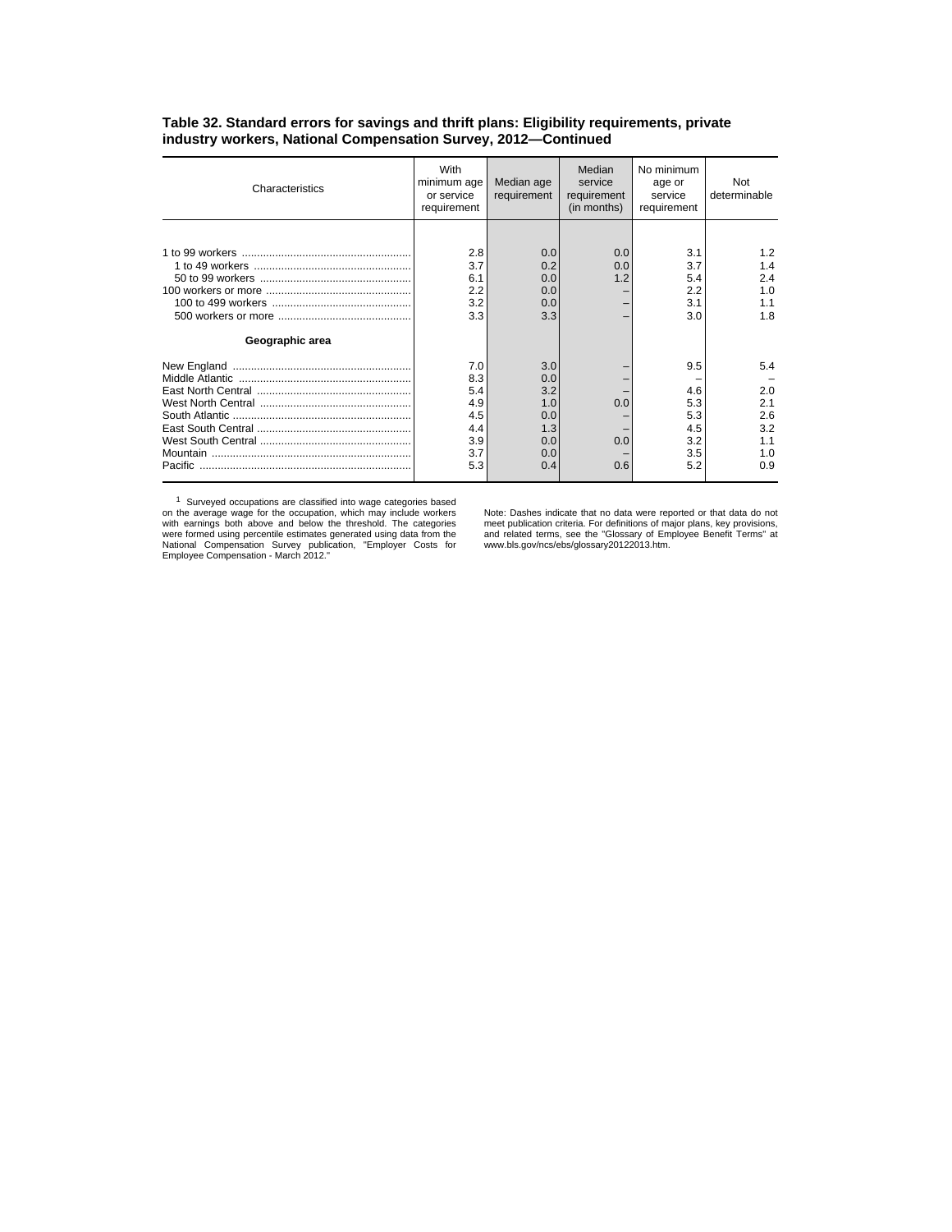**Table 32. Standard errors for savings and thrift plans: Eligibility requirements, private industry workers, National Compensation Survey, 2012—Continued**

| Characteristics | With minimum age or service requirement | Median age requirement | Median service requirement (in months) | No minimum age or service requirement | Not determinable |
|---|---|---|---|---|---|
| 1 to 99 workers | 2.8 | 0.0 | 0.0 | 3.1 | 1.2 |
| 1 to 49 workers | 3.7 | 0.2 | 0.0 | 3.7 | 1.4 |
| 50 to 99 workers | 6.1 | 0.0 | 1.2 | 5.4 | 2.4 |
| 100 workers or more | 2.2 | 0.0 | – | 2.2 | 1.0 |
| 100 to 499 workers | 3.2 | 0.0 | – | 3.1 | 1.1 |
| 500 workers or more | 3.3 | 3.3 | – | 3.0 | 1.8 |
| **Geographic area** | | | | | |
| New England | 7.0 | 3.0 | – | 9.5 | 5.4 |
| Middle Atlantic | 8.3 | 0.0 | – | – | – |
| East North Central | 5.4 | 3.2 | – | 4.6 | 2.0 |
| West North Central | 4.9 | 1.0 | 0.0 | 5.3 | 2.1 |
| South Atlantic | 4.5 | 0.0 | – | 5.3 | 2.6 |
| East South Central | 4.4 | 1.3 | – | 4.5 | 3.2 |
| West South Central | 3.9 | 0.0 | 0.0 | 3.2 | 1.1 |
| Mountain | 3.7 | 0.0 | – | 3.5 | 1.0 |
| Pacific | 5.3 | 0.4 | 0.6 | 5.2 | 0.9 |

[1] Surveyed occupations are classified into wage categories based on the average wage for the occupation, which may include workers with earnings both above and below the threshold. The categories were formed using percentile estimates generated using data from the National Compensation Survey publication, "Employer Costs for Employee Compensation - March 2012."

Note: Dashes indicate that no data were reported or that data do not meet publication criteria. For definitions of major plans, key provisions, and related terms, see the "Glossary of Employee Benefit Terms" at www.bls.gov/ncs/ebs/glossary20122013.htm.